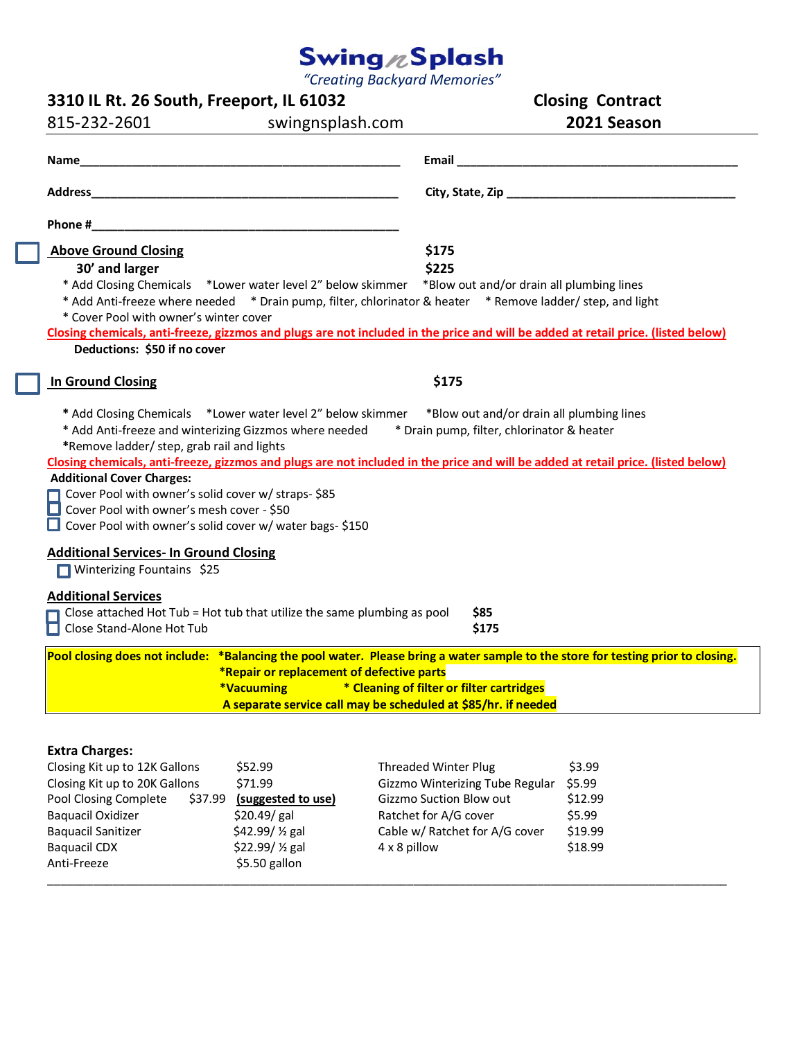# Swing n Splash

*"Creating Backyard Memories"*

**3310 IL Rt. 26 South, Freeport, IL 61032**
815-232-2601 swingnsplash.com

**Closing Contract**
**2021 Season**

**Name**\_\_\_\_\_\_\_\_\_\_\_\_\_\_\_\_\_\_\_\_\_\_\_\_\_\_\_\_\_\_\_\_\_\_\_\_\_\_\_\_\_\_\_\_ **Email** \_\_\_\_\_\_\_\_\_\_\_\_\_\_\_\_\_\_\_\_\_\_\_\_\_\_\_\_\_\_\_\_\_\_\_\_\_\_\_\_

**Address**\_\_\_\_\_\_\_\_\_\_\_\_\_\_\_\_\_\_\_\_\_\_\_\_\_\_\_\_\_\_\_\_\_\_\_\_\_\_\_\_\_\_ **City, State, Zip** \_\_\_\_\_\_\_\_\_\_\_\_\_\_\_\_\_\_\_\_\_\_\_\_\_\_\_\_\_\_\_\_

**Phone #**\_\_\_\_\_\_\_\_\_\_\_\_\_\_\_\_\_\_\_\_\_\_\_\_\_\_\_\_\_\_\_\_\_\_\_\_\_\_\_\_\_\_

☐ **Above Ground Closing** **$175**
**30' and larger** **$225**

* Add Closing Chemicals *Lower water level 2" below skimmer *Blow out and/or drain all plumbing lines
* Add Anti-freeze where needed * Drain pump, filter, chlorinator & heater * Remove ladder/ step, and light
* Cover Pool with owner's winter cover

Closing chemicals, anti-freeze, gizzmos and plugs are not included in the price and will be added at retail price. (listed below)

**Deductions: $50 if no cover**

☐ **In Ground Closing** **$175**

* Add Closing Chemicals *Lower water level 2" below skimmer *Blow out and/or drain all plumbing lines
* Add Anti-freeze and winterizing Gizzmos where needed * Drain pump, filter, chlorinator & heater
*Remove ladder/ step, grab rail and lights

Closing chemicals, anti-freeze, gizzmos and plugs are not included in the price and will be added at retail price. (listed below)

**Additional Cover Charges:**

☐ Cover Pool with owner's solid cover w/ straps- $85
☐ Cover Pool with owner's mesh cover - $50
☐ Cover Pool with owner's solid cover w/ water bags- $150

**Additional Services- In Ground Closing**

☐ Winterizing Fountains $25

**Additional Services**

☐ Close attached Hot Tub = Hot tub that utilize the same plumbing as pool **$85**
☐ Close Stand-Alone Hot Tub **$175**

**Pool closing does not include:** **\*Balancing the pool water. Please bring a water sample to the store for testing prior to closing.**
**\*Repair or replacement of defective parts**
**\*Vacuuming** **\* Cleaning of filter or filter cartridges**
**A separate service call may be scheduled at $85/hr. if needed**

**Extra Charges:**

| Item | Price | Item | Price |
|---|---|---|---|
| Closing Kit up to 12K Gallons | $52.99 | Threaded Winter Plug | $3.99 |
| Closing Kit up to 20K Gallons | $71.99 | Gizzmo Winterizing Tube Regular | $5.99 |
| Pool Closing Complete | $37.99 **(suggested to use)** | Gizzmo Suction Blow out | $12.99 |
| Baquacil Oxidizer | $20.49/ gal | Ratchet for A/G cover | $5.99 |
| Baquacil Sanitizer | $42.99/ ½ gal | Cable w/ Ratchet for A/G cover | $19.99 |
| Baquacil CDX | $22.99/ ½ gal | 4 x 8 pillow | $18.99 |
| Anti-Freeze | $5.50 gallon | | |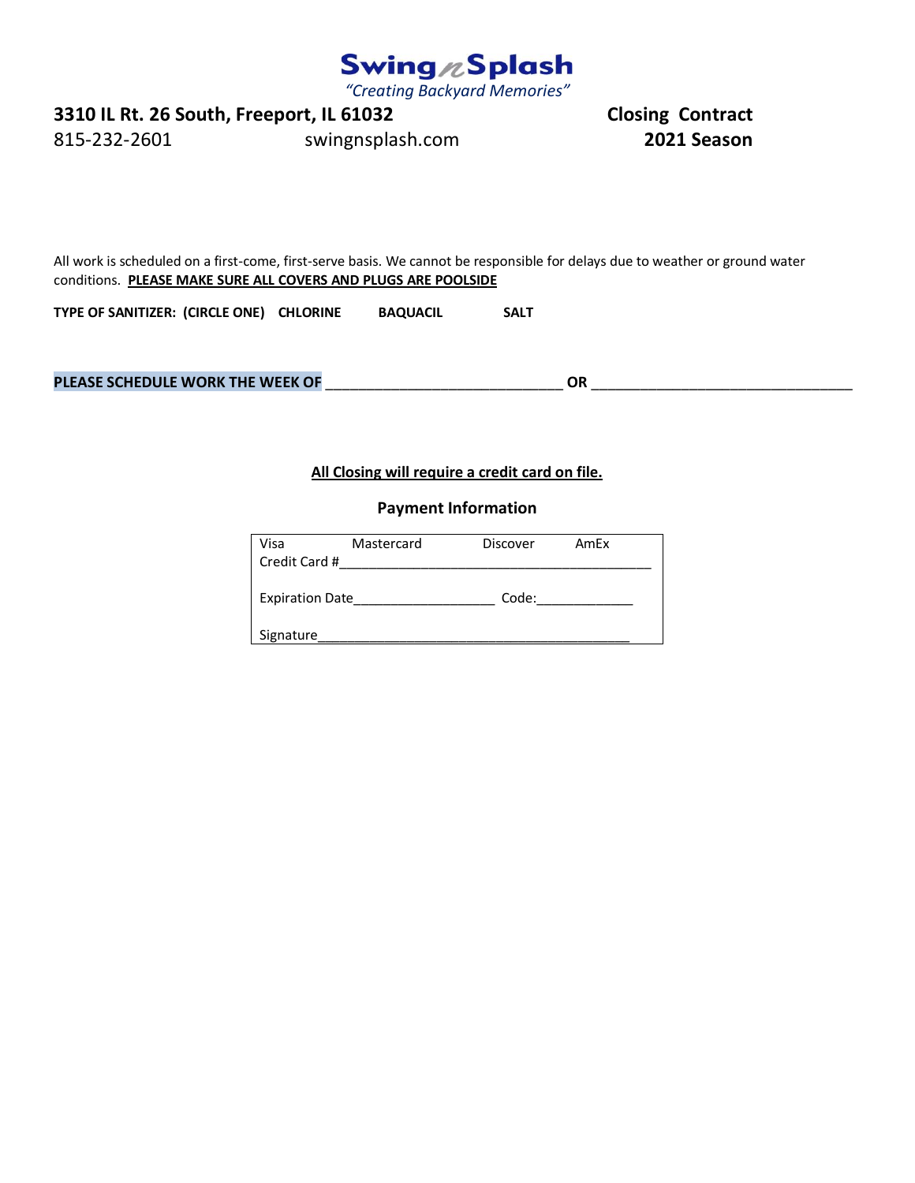**Swing n Splash**

*"Creating Backyard Memories"*

**3310 IL Rt. 26 South, Freeport, IL 61032**

815-232-2601 swingnsplash.com

**Closing Contract**

**2021 Season**

All work is scheduled on a first-come, first-serve basis. We cannot be responsible for delays due to weather or ground water conditions. **PLEASE MAKE SURE ALL COVERS AND PLUGS ARE POOLSIDE**

**TYPE OF SANITIZER: (CIRCLE ONE) CHLORINE BAQUACIL SALT**

**PLEASE SCHEDULE WORK THE WEEK OF** ______________________________ **OR** _________________________________

**All Closing will require a credit card on file.**

**Payment Information**

Visa Mastercard Discover AmEx

Credit Card #________________________________________

Expiration Date___________________ Code:_____________

Signature________________________________________